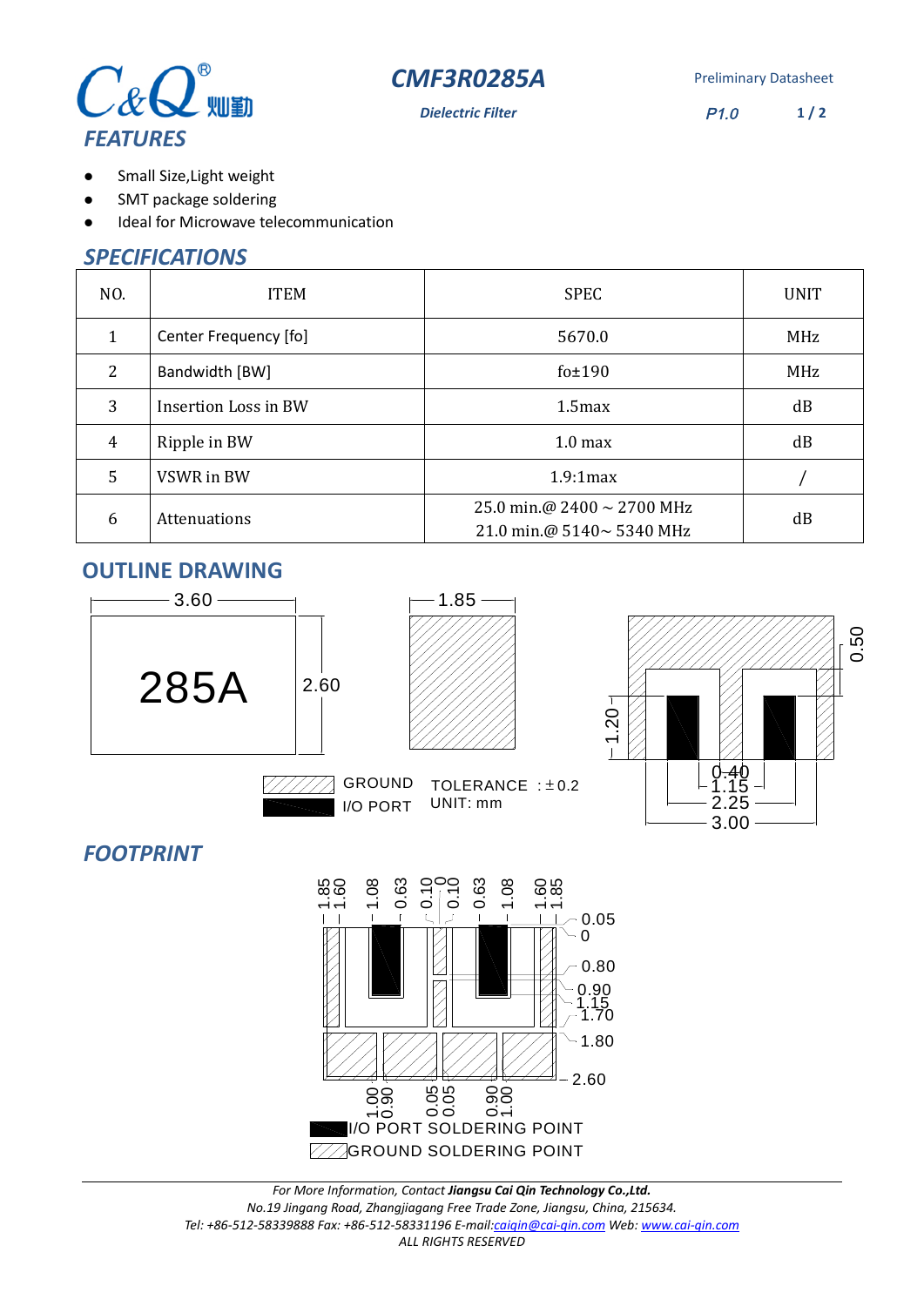# CMF3R0285A

Preliminary Datasheet

*Dielectric Filter*

*P1.0*

## FEATURES

- Small Size,Light weight
- SMT package soldering
- Ideal for Microwave telecommunication

## SPECIFICATIONS

| NO. | ITEM | SPEC | UNIT |
|---|---|---|---|
| 1 | Center Frequency [fo] | 5670.0 | MHz |
| 2 | Bandwidth [BW] | fo±190 | MHz |
| 3 | Insertion Loss in BW | 1.5max | dB |
| 4 | Ripple in BW | 1.0 max | dB |
| 5 | VSWR in BW | 1.9:1max | / |
| 6 | Attenuations | 25.0 min.@ 2400 ~ 2700 MHz<br>21.0 min.@ 5140~ 5340 MHz | dB |

## OUTLINE DRAWING

3.60

285A

2.60

1.85

0.50

1.20

0.40

1.15

2.25

3.00

GROUND

I/O PORT

TOLERANCE : ±0.2

UNIT: mm

## FOOTPRINT

1.85 1.60 1.08 0.63 0.10 0 0.10 0.63 1.08 1.60 1.85

0.05

0

0.80

0.90

1.15

1.70

1.80

2.60

1.00 0.90 0.05 0.05 0.90 1.00

I/O PORT SOLDERING POINT

GROUND SOLDERING POINT

*For More Information, Contact **Jiangsu Cai Qin Technology Co.,Ltd.***

*No.19 Jingang Road, Zhangjiagang Free Trade Zone, Jiangsu, China, 215634.*

*Tel: +86-512-58339888 Fax: +86-512-58331196 E-mail:caiqin@cai-qin.com Web: www.cai-qin.com*

*ALL RIGHTS RESERVED*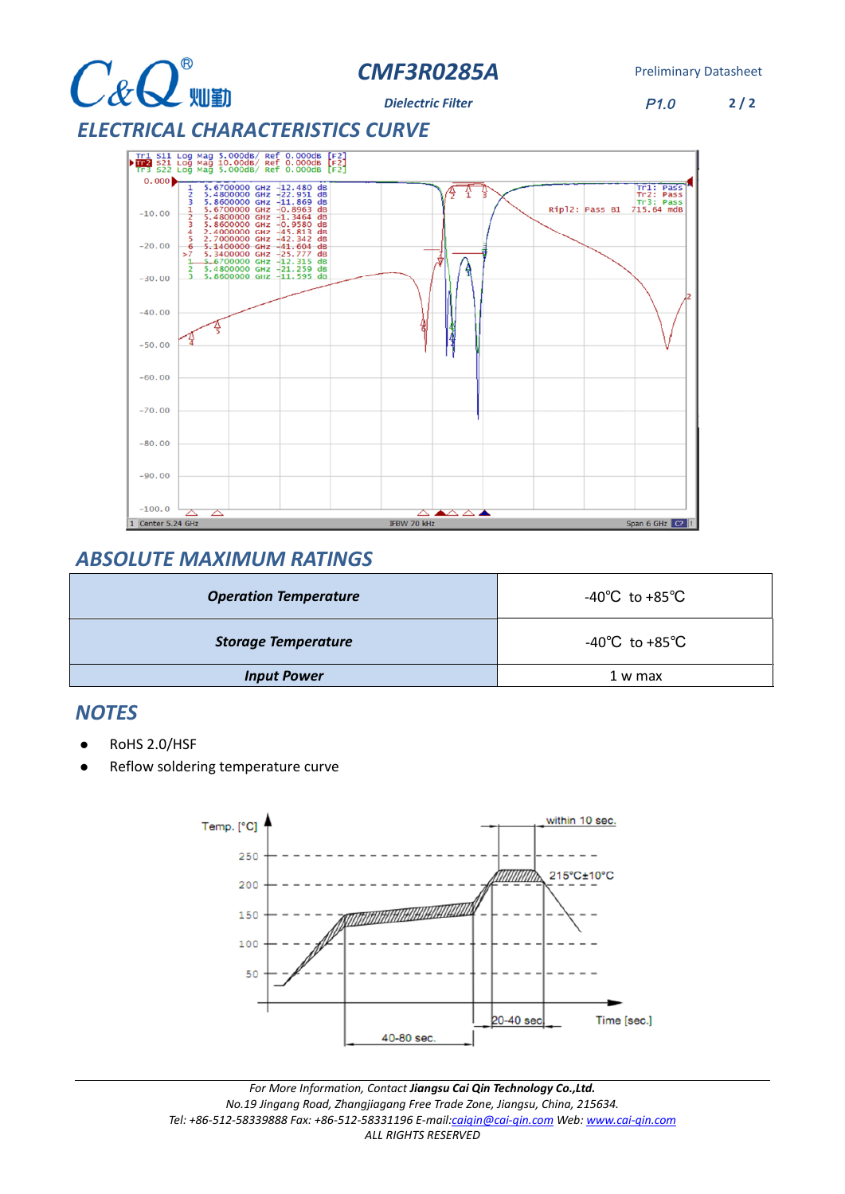## ELECTRICAL CHARACTERISTICS CURVE

Tr1 S11 Log Mag 5.000dB/ Ref 0.000dB [F2]
Tr2 S21 Log Mag 10.00dB/ Ref 0.000dB [F2]
Tr3 S22 Log Mag 5.000dB/ Ref 0.000dB [F2]

1 5.6700000 GHz -12.480 dB
2 5.4800000 GHz -22.951 dB
3 5.8600000 GHz -11.869 dB
1 5.6700000 GHz -0.8963 dB
2 5.4800000 GHz -1.3464 dB
3 5.8600000 GHz -0.9580 dB
4 2.4000000 GHz -45.813 dB
5 2.7000000 GHz -42.342 dB
6 5.1400000 GHz -41.604 dB
>7 5.3400000 GHz -25.777 dB
1 5.6700000 GHz -12.315 dB
2 5.4800000 GHz -21.259 dB
3 5.8600000 GHz -11.595 dB

Tr1: Pass
Tr2: Pass
Tr3: Pass
Ripl2: Pass B1 715.64 mdB

0.000
-10.00
-20.00
-30.00
-40.00
-50.00
-60.00
-70.00
-80.00
-90.00
-100.0

1 Center 5.24 GHz IFBW 70 kHz Span 6 GHz

## ABSOLUTE MAXIMUM RATINGS

| | |
|---|---|
| ***Operation Temperature*** | -40℃ to +85℃ |
| ***Storage Temperature*** | -40℃ to +85℃ |
| ***Input Power*** | 1 w max |

## NOTES

- RoHS 2.0/HSF
- Reflow soldering temperature curve

Temp. [°C]
250
200
150
100
50
within 10 sec.
215°C±10°C
20-40 sec
Time [sec.]
40-80 sec.

*For More Information, Contact **Jiangsu Cai Qin Technology Co.,Ltd.***
*No.19 Jingang Road, Zhangjiagang Free Trade Zone, Jiangsu, China, 215634.*
*Tel: +86-512-58339888 Fax: +86-512-58331196 E-mail:caiqin@cai-qin.com Web: www.cai-qin.com*
*ALL RIGHTS RESERVED*